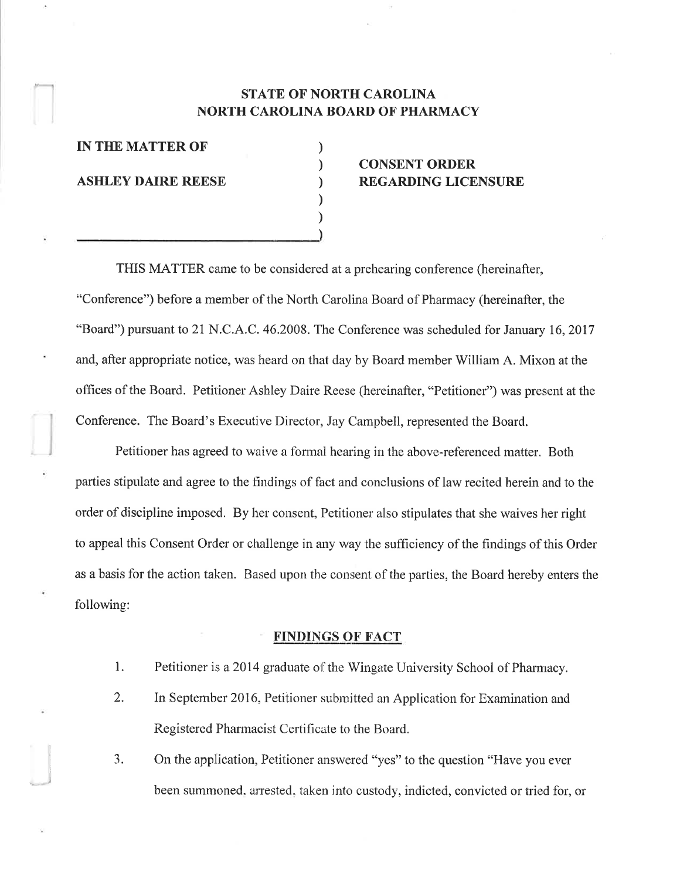**STATE OF NORTH CAROLINA**
**NORTH CAROLINA BOARD OF PHARMACY**

| | |
|---|---|
| **IN THE MATTER OF** | **CONSENT ORDER** |
| **ASHLEY DAIRE REESE** | **REGARDING LICENSURE** |

THIS MATTER came to be considered at a prehearing conference (hereinafter, "Conference") before a member of the North Carolina Board of Pharmacy (hereinafter, the "Board") pursuant to 21 N.C.A.C. 46.2008. The Conference was scheduled for January 16, 2017 and, after appropriate notice, was heard on that day by Board member William A. Mixon at the offices of the Board. Petitioner Ashley Daire Reese (hereinafter, "Petitioner") was present at the Conference. The Board's Executive Director, Jay Campbell, represented the Board.

Petitioner has agreed to waive a formal hearing in the above-referenced matter. Both parties stipulate and agree to the findings of fact and conclusions of law recited herein and to the order of discipline imposed. By her consent, Petitioner also stipulates that she waives her right to appeal this Consent Order or challenge in any way the sufficiency of the findings of this Order as a basis for the action taken. Based upon the consent of the parties, the Board hereby enters the following:

## FINDINGS OF FACT

1. Petitioner is a 2014 graduate of the Wingate University School of Pharmacy.
2. In September 2016, Petitioner submitted an Application for Examination and Registered Pharmacist Certificate to the Board.
3. On the application, Petitioner answered "yes" to the question "Have you ever been summoned, arrested, taken into custody, indicted, convicted or tried for, or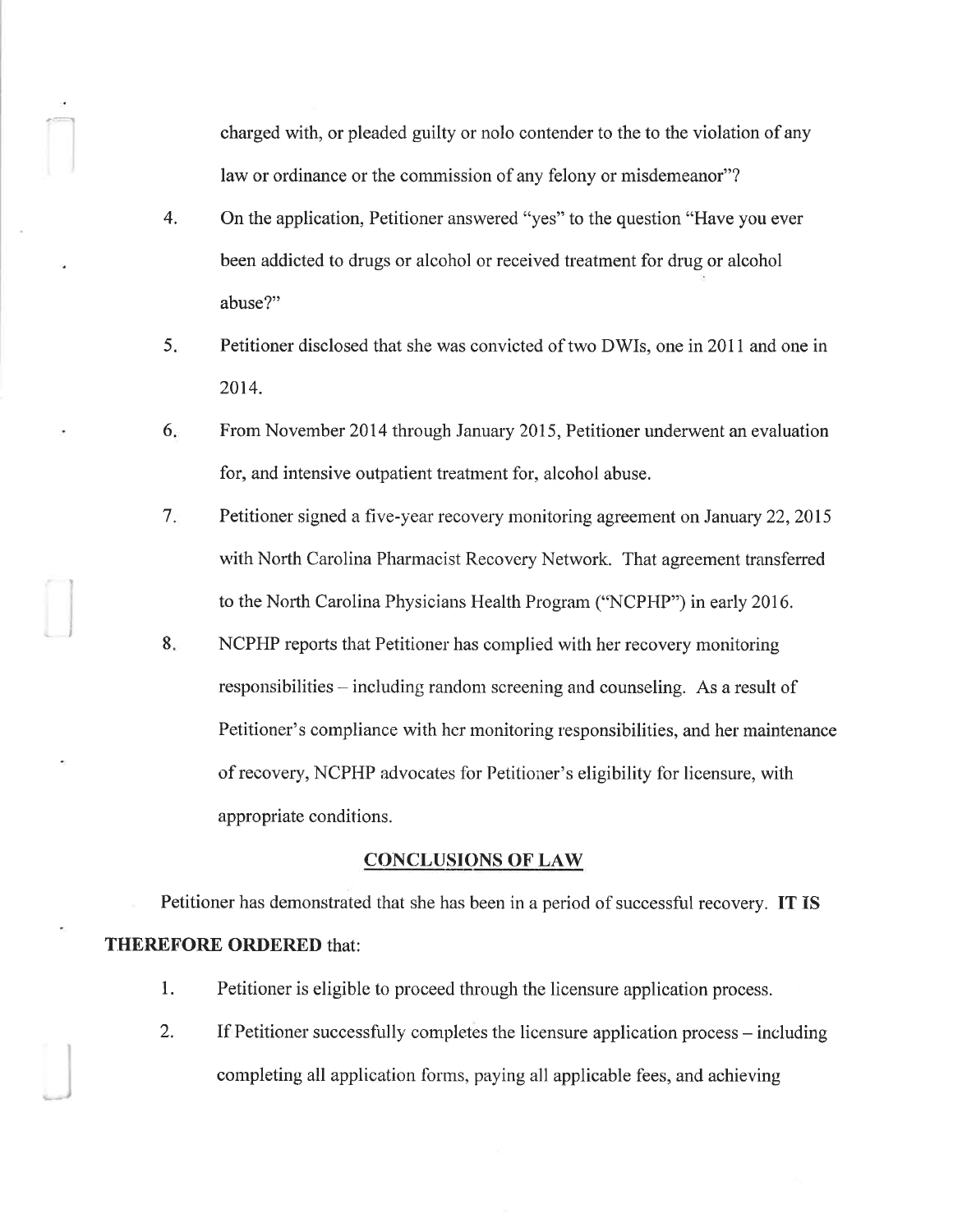charged with, or pleaded guilty or nolo contender to the to the violation of any law or ordinance or the commission of any felony or misdemeanor"?

4. On the application, Petitioner answered "yes" to the question "Have you ever been addicted to drugs or alcohol or received treatment for drug or alcohol abuse?"

5. Petitioner disclosed that she was convicted of two DWIs, one in 2011 and one in 2014.

6. From November 2014 through January 2015, Petitioner underwent an evaluation for, and intensive outpatient treatment for, alcohol abuse.

7. Petitioner signed a five-year recovery monitoring agreement on January 22, 2015 with North Carolina Pharmacist Recovery Network. That agreement transferred to the North Carolina Physicians Health Program ("NCPHP") in early 2016.

8. NCPHP reports that Petitioner has complied with her recovery monitoring responsibilities – including random screening and counseling. As a result of Petitioner's compliance with her monitoring responsibilities, and her maintenance of recovery, NCPHP advocates for Petitioner's eligibility for licensure, with appropriate conditions.

## CONCLUSIONS OF LAW

Petitioner has demonstrated that she has been in a period of successful recovery. **IT IS THEREFORE ORDERED** that:

1. Petitioner is eligible to proceed through the licensure application process.

2. If Petitioner successfully completes the licensure application process – including completing all application forms, paying all applicable fees, and achieving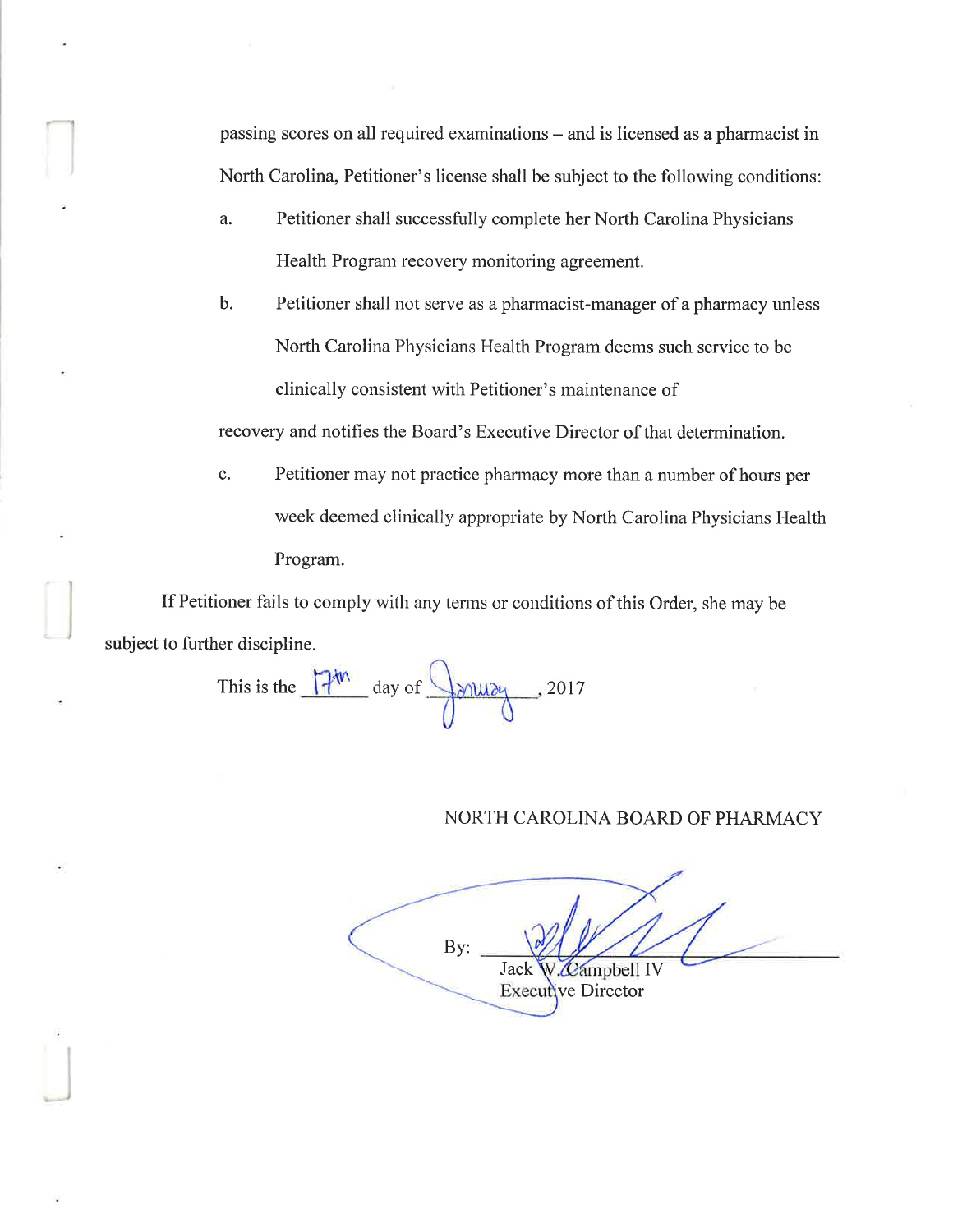passing scores on all required examinations – and is licensed as a pharmacist in North Carolina, Petitioner's license shall be subject to the following conditions:

a. Petitioner shall successfully complete her North Carolina Physicians Health Program recovery monitoring agreement.

b. Petitioner shall not serve as a pharmacist-manager of a pharmacy unless North Carolina Physicians Health Program deems such service to be clinically consistent with Petitioner's maintenance of recovery and notifies the Board's Executive Director of that determination.

c. Petitioner may not practice pharmacy more than a number of hours per week deemed clinically appropriate by North Carolina Physicians Health Program.

If Petitioner fails to comply with any terms or conditions of this Order, she may be subject to further discipline.

This is the 17th day of January, 2017

NORTH CAROLINA BOARD OF PHARMACY

By: ______________________
Jack W. Campbell IV
Executive Director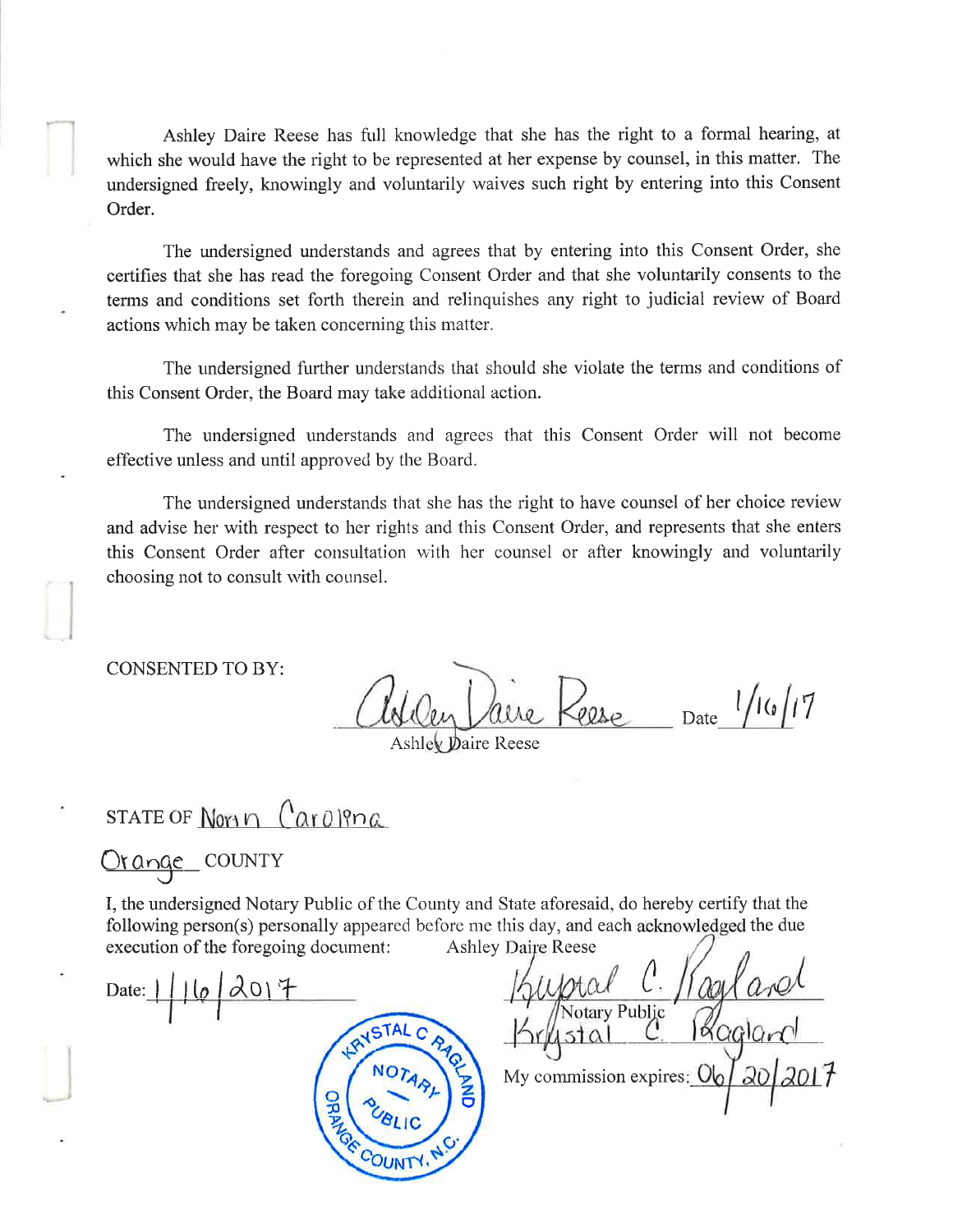Ashley Daire Reese has full knowledge that she has the right to a formal hearing, at which she would have the right to be represented at her expense by counsel, in this matter. The undersigned freely, knowingly and voluntarily waives such right by entering into this Consent Order.

The undersigned understands and agrees that by entering into this Consent Order, she certifies that she has read the foregoing Consent Order and that she voluntarily consents to the terms and conditions set forth therein and relinquishes any right to judicial review of Board actions which may be taken concerning this matter.

The undersigned further understands that should she violate the terms and conditions of this Consent Order, the Board may take additional action.

The undersigned understands and agrees that this Consent Order will not become effective unless and until approved by the Board.

The undersigned understands that she has the right to have counsel of her choice review and advise her with respect to her rights and this Consent Order, and represents that she enters this Consent Order after consultation with her counsel or after knowingly and voluntarily choosing not to consult with counsel.

CONSENTED TO BY:

Ashley Daire Reese Date 1/16/17
Ashley Daire Reese

STATE OF North Carolina

Orange COUNTY

I, the undersigned Notary Public of the County and State aforesaid, do hereby certify that the following person(s) personally appeared before me this day, and each acknowledged the due execution of the foregoing document: Ashley Daire Reese

Date: 1/16/2017

Krystal C. Ragland
Notary Public
Krystal C. Ragland

My commission expires: 06/20/2017

KRYSTAL C RAGLAND NOTARY PUBLIC ORANGE COUNTY, N.C.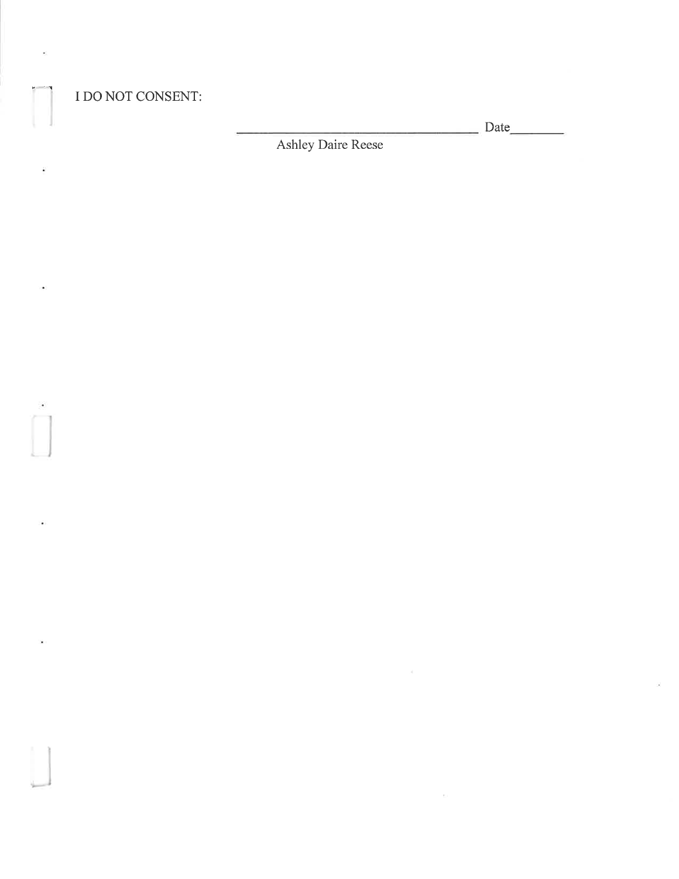I DO NOT CONSENT:

\_\_\_\_\_\_\_\_\_\_\_\_\_\_\_\_\_\_\_\_\_\_\_\_\_\_\_\_\_\_\_\_\_\_\_ Date\_\_\_\_\_\_\_\_

Ashley Daire Reese